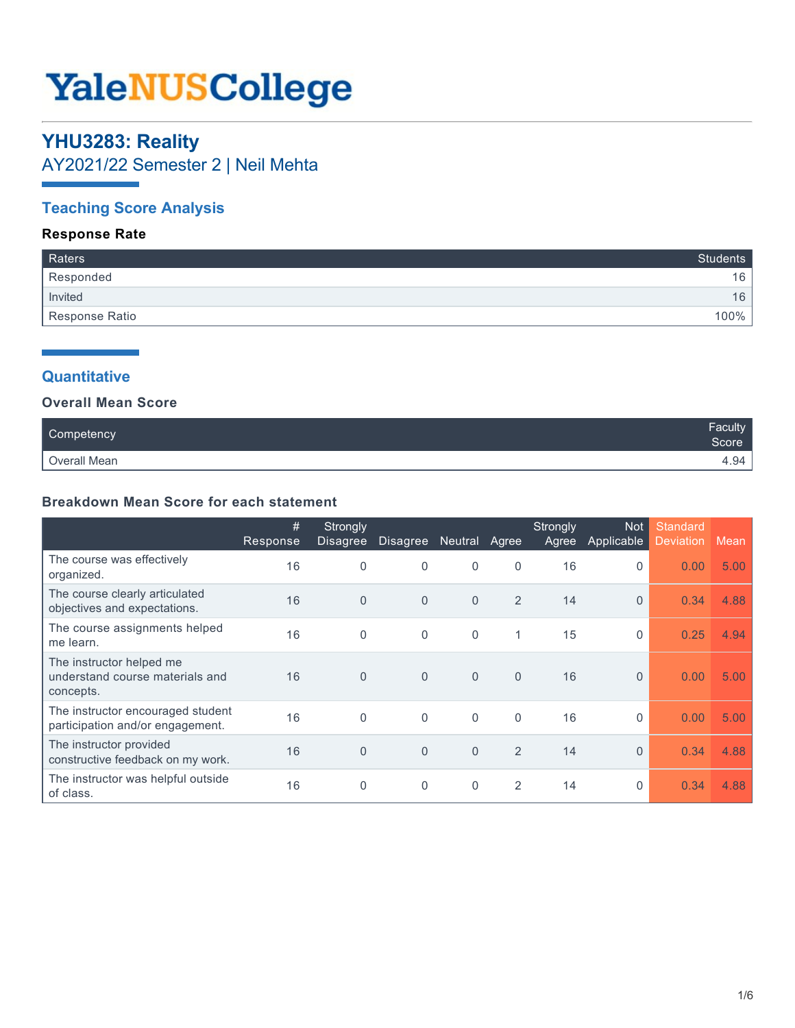# YaleNUSCollege

## YHU3283: Reality

AY2021/22 Semester 2 | Neil Mehta

### Teaching Score Analysis

**Response Rate**

| Raters | Students |
|---|---|
| Responded | 16 |
| Invited | 16 |
| Response Ratio | 100% |

### Quantitative

**Overall Mean Score**

| Competency | Faculty Score |
|---|---|
| Overall Mean | 4.94 |

**Breakdown Mean Score for each statement**

| | # Response | Strongly Disagree | Disagree | Neutral | Agree | Strongly Agree | Not Applicable | Standard Deviation | Mean |
|---|---|---|---|---|---|---|---|---|---|
| The course was effectively organized. | 16 | 0 | 0 | 0 | 0 | 16 | 0 | 0.00 | 5.00 |
| The course clearly articulated objectives and expectations. | 16 | 0 | 0 | 0 | 2 | 14 | 0 | 0.34 | 4.88 |
| The course assignments helped me learn. | 16 | 0 | 0 | 0 | 1 | 15 | 0 | 0.25 | 4.94 |
| The instructor helped me understand course materials and concepts. | 16 | 0 | 0 | 0 | 0 | 16 | 0 | 0.00 | 5.00 |
| The instructor encouraged student participation and/or engagement. | 16 | 0 | 0 | 0 | 0 | 16 | 0 | 0.00 | 5.00 |
| The instructor provided constructive feedback on my work. | 16 | 0 | 0 | 0 | 2 | 14 | 0 | 0.34 | 4.88 |
| The instructor was helpful outside of class. | 16 | 0 | 0 | 0 | 2 | 14 | 0 | 0.34 | 4.88 |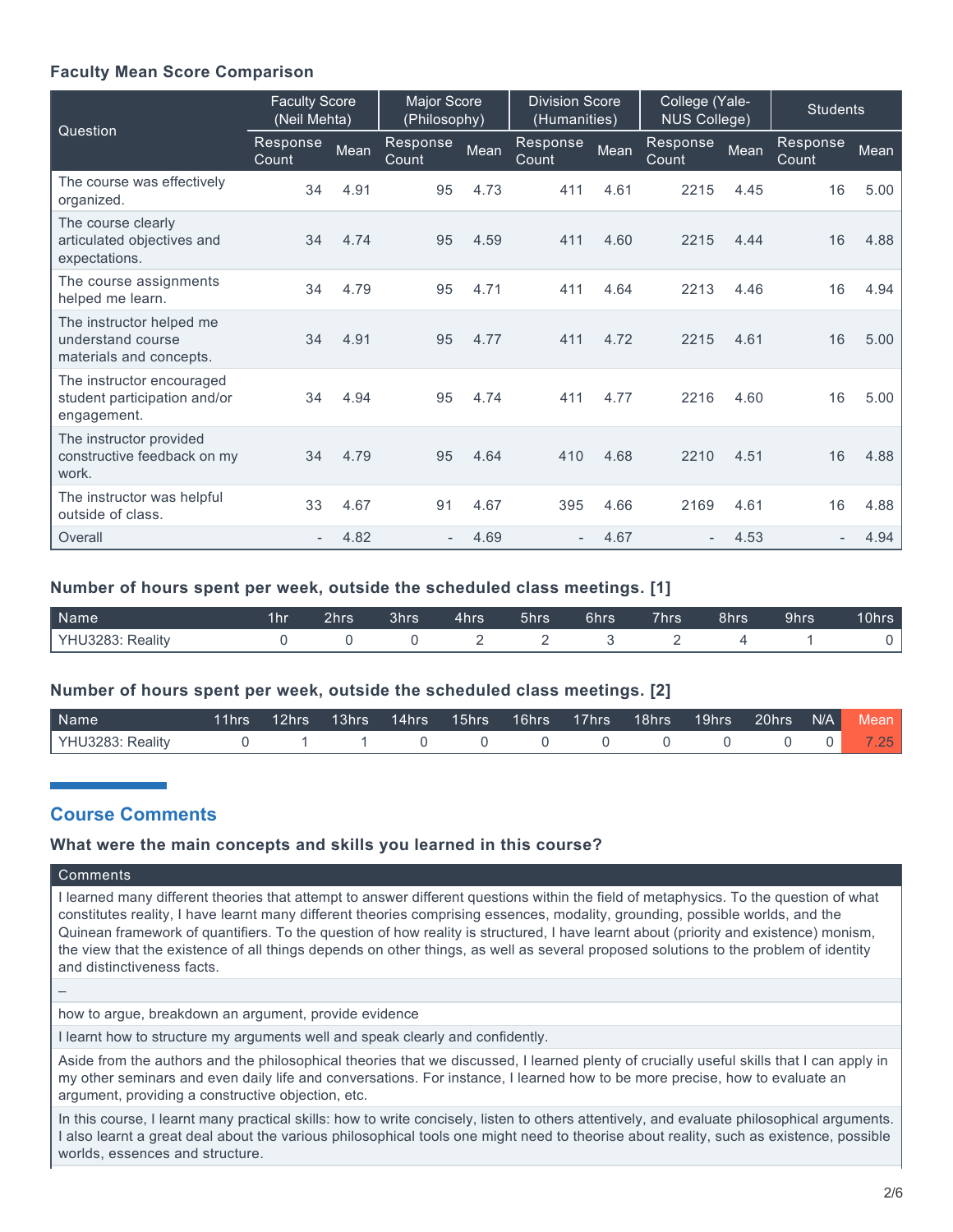### Faculty Mean Score Comparison

| Question | Faculty Score (Neil Mehta) | | Major Score (Philosophy) | | Division Score (Humanities) | | College (Yale-NUS College) | | Students | |
|---|---|---|---|---|---|---|---|---|---|---|
| | Response Count | Mean | Response Count | Mean | Response Count | Mean | Response Count | Mean | Response Count | Mean |
| The course was effectively organized. | 34 | 4.91 | 95 | 4.73 | 411 | 4.61 | 2215 | 4.45 | 16 | 5.00 |
| The course clearly articulated objectives and expectations. | 34 | 4.74 | 95 | 4.59 | 411 | 4.60 | 2215 | 4.44 | 16 | 4.88 |
| The course assignments helped me learn. | 34 | 4.79 | 95 | 4.71 | 411 | 4.64 | 2213 | 4.46 | 16 | 4.94 |
| The instructor helped me understand course materials and concepts. | 34 | 4.91 | 95 | 4.77 | 411 | 4.72 | 2215 | 4.61 | 16 | 5.00 |
| The instructor encouraged student participation and/or engagement. | 34 | 4.94 | 95 | 4.74 | 411 | 4.77 | 2216 | 4.60 | 16 | 5.00 |
| The instructor provided constructive feedback on my work. | 34 | 4.79 | 95 | 4.64 | 410 | 4.68 | 2210 | 4.51 | 16 | 4.88 |
| The instructor was helpful outside of class. | 33 | 4.67 | 91 | 4.67 | 395 | 4.66 | 2169 | 4.61 | 16 | 4.88 |
| Overall | - | 4.82 | - | 4.69 | - | 4.67 | - | 4.53 | - | 4.94 |

### Number of hours spent per week, outside the scheduled class meetings. [1]

| Name | 1hr | 2hrs | 3hrs | 4hrs | 5hrs | 6hrs | 7hrs | 8hrs | 9hrs | 10hrs |
|---|---|---|---|---|---|---|---|---|---|---|
| YHU3283: Reality | 0 | 0 | 0 | 2 | 2 | 3 | 2 | 4 | 1 | 0 |

### Number of hours spent per week, outside the scheduled class meetings. [2]

| Name | 11hrs | 12hrs | 13hrs | 14hrs | 15hrs | 16hrs | 17hrs | 18hrs | 19hrs | 20hrs | N/A | Mean |
|---|---|---|---|---|---|---|---|---|---|---|---|---|
| YHU3283: Reality | 0 | 1 | 1 | 0 | 0 | 0 | 0 | 0 | 0 | 0 | 0 | 7.25 |

## Course Comments

### What were the main concepts and skills you learned in this course?

| Comments |
|---|
| I learned many different theories that attempt to answer different questions within the field of metaphysics. To the question of what constitutes reality, I have learnt many different theories comprising essences, modality, grounding, possible worlds, and the Quinean framework of quantifiers. To the question of how reality is structured, I have learnt about (priority and existence) monism, the view that the existence of all things depends on other things, as well as several proposed solutions to the problem of identity and distinctiveness facts. |
| – |
| how to argue, breakdown an argument, provide evidence |
| I learnt how to structure my arguments well and speak clearly and confidently. |
| Aside from the authors and the philosophical theories that we discussed, I learned plenty of crucially useful skills that I can apply in my other seminars and even daily life and conversations. For instance, I learned how to be more precise, how to evaluate an argument, providing a constructive objection, etc. |
| In this course, I learnt many practical skills: how to write concisely, listen to others attentively, and evaluate philosophical arguments. I also learnt a great deal about the various philosophical tools one might need to theorise about reality, such as existence, possible worlds, essences and structure. |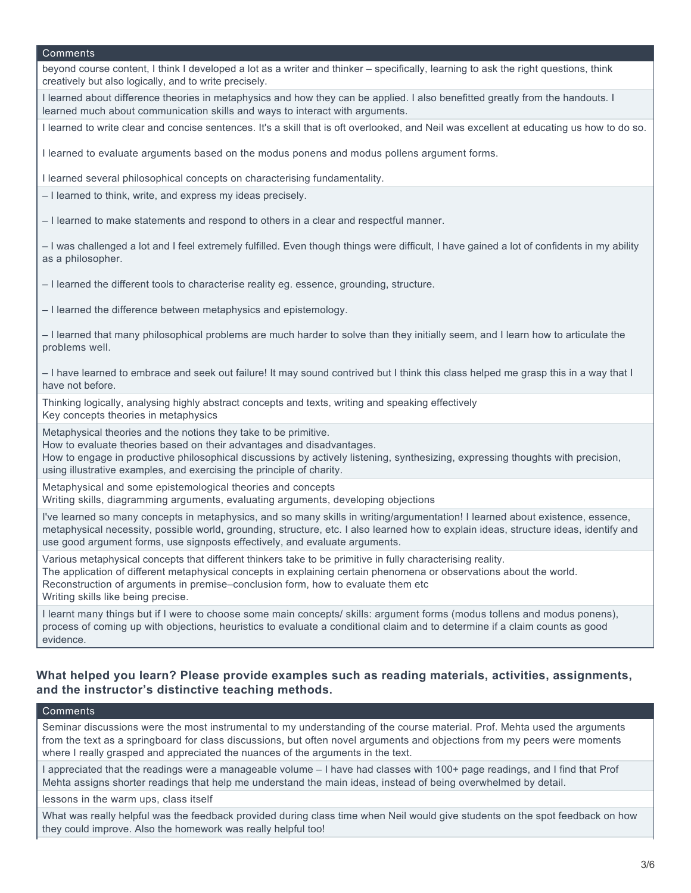| Comments |
| --- |
| beyond course content, I think I developed a lot as a writer and thinker – specifically, learning to ask the right questions, think creatively but also logically, and to write precisely. |
| I learned about difference theories in metaphysics and how they can be applied. I also benefitted greatly from the handouts. I learned much about communication skills and ways to interact with arguments. |
| I learned to write clear and concise sentences. It's a skill that is oft overlooked, and Neil was excellent at educating us how to do so.<br><br>I learned to evaluate arguments based on the modus ponens and modus pollens argument forms.<br><br>I learned several philosophical concepts on characterising fundamentality. |
| – I learned to think, write, and express my ideas precisely.<br><br>– I learned to make statements and respond to others in a clear and respectful manner.<br><br>– I was challenged a lot and I feel extremely fulfilled. Even though things were difficult, I have gained a lot of confidents in my ability as a philosopher.<br><br>– I learned the different tools to characterise reality eg. essence, grounding, structure.<br><br>– I learned the difference between metaphysics and epistemology.<br><br>– I learned that many philosophical problems are much harder to solve than they initially seem, and I learn how to articulate the problems well.<br><br>– I have learned to embrace and seek out failure! It may sound contrived but I think this class helped me grasp this in a way that I have not before. |
| Thinking logically, analysing highly abstract concepts and texts, writing and speaking effectively<br>Key concepts theories in metaphysics |
| Metaphysical theories and the notions they take to be primitive.<br>How to evaluate theories based on their advantages and disadvantages.<br>How to engage in productive philosophical discussions by actively listening, synthesizing, expressing thoughts with precision, using illustrative examples, and exercising the principle of charity. |
| Metaphysical and some epistemological theories and concepts<br>Writing skills, diagramming arguments, evaluating arguments, developing objections |
| I've learned so many concepts in metaphysics, and so many skills in writing/argumentation! I learned about existence, essence, metaphysical necessity, possible world, grounding, structure, etc. I also learned how to explain ideas, structure ideas, identify and use good argument forms, use signposts effectively, and evaluate arguments. |
| Various metaphysical concepts that different thinkers take to be primitive in fully characterising reality.<br>The application of different metaphysical concepts in explaining certain phenomena or observations about the world.<br>Reconstruction of arguments in premise–conclusion form, how to evaluate them etc<br>Writing skills like being precise. |
| I learnt many things but if I were to choose some main concepts/ skills: argument forms (modus tollens and modus ponens), process of coming up with objections, heuristics to evaluate a conditional claim and to determine if a claim counts as good evidence. |

### What helped you learn? Please provide examples such as reading materials, activities, assignments, and the instructor's distinctive teaching methods.

| Comments |
| --- |
| Seminar discussions were the most instrumental to my understanding of the course material. Prof. Mehta used the arguments from the text as a springboard for class discussions, but often novel arguments and objections from my peers were moments where I really grasped and appreciated the nuances of the arguments in the text. |
| I appreciated that the readings were a manageable volume – I have had classes with 100+ page readings, and I find that Prof Mehta assigns shorter readings that help me understand the main ideas, instead of being overwhelmed by detail. |
| lessons in the warm ups, class itself |
| What was really helpful was the feedback provided during class time when Neil would give students on the spot feedback on how they could improve. Also the homework was really helpful too! |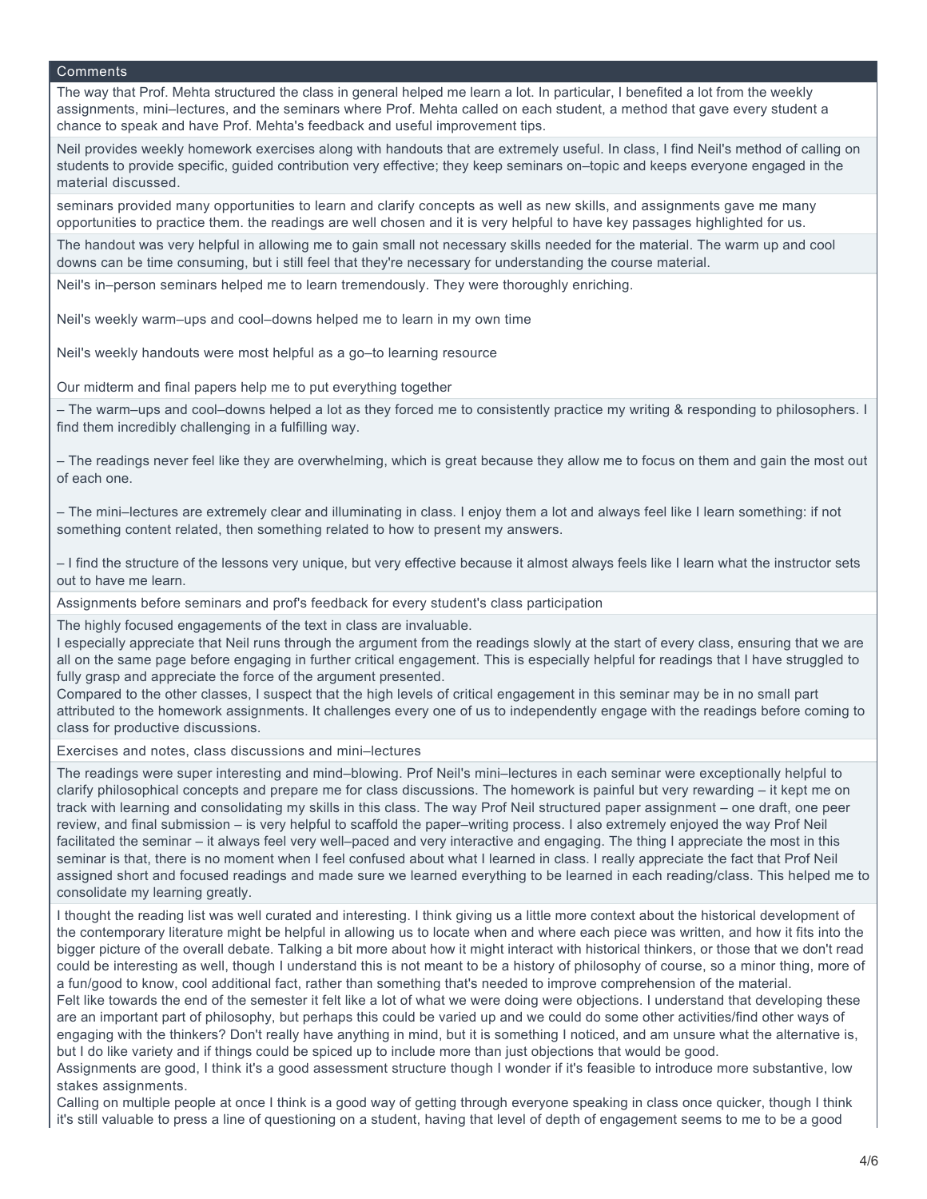| Comments |
| --- |
| The way that Prof. Mehta structured the class in general helped me learn a lot. In particular, I benefited a lot from the weekly assignments, mini–lectures, and the seminars where Prof. Mehta called on each student, a method that gave every student a chance to speak and have Prof. Mehta's feedback and useful improvement tips. |
| Neil provides weekly homework exercises along with handouts that are extremely useful. In class, I find Neil's method of calling on students to provide specific, guided contribution very effective; they keep seminars on–topic and keeps everyone engaged in the material discussed. |
| seminars provided many opportunities to learn and clarify concepts as well as new skills, and assignments gave me many opportunities to practice them. the readings are well chosen and it is very helpful to have key passages highlighted for us. |
| The handout was very helpful in allowing me to gain small not necessary skills needed for the material. The warm up and cool downs can be time consuming, but i still feel that they're necessary for understanding the course material. |
| Neil's in–person seminars helped me to learn tremendously. They were thoroughly enriching.<br><br>Neil's weekly warm–ups and cool–downs helped me to learn in my own time<br><br>Neil's weekly handouts were most helpful as a go–to learning resource<br><br>Our midterm and final papers help me to put everything together |
| – The warm–ups and cool–downs helped a lot as they forced me to consistently practice my writing & responding to philosophers. I find them incredibly challenging in a fulfilling way.<br><br>– The readings never feel like they are overwhelming, which is great because they allow me to focus on them and gain the most out of each one.<br><br>– The mini–lectures are extremely clear and illuminating in class. I enjoy them a lot and always feel like I learn something: if not something content related, then something related to how to present my answers.<br><br>– I find the structure of the lessons very unique, but very effective because it almost always feels like I learn what the instructor sets out to have me learn. |
| Assignments before seminars and prof's feedback for every student's class participation |
| The highly focused engagements of the text in class are invaluable.<br>I especially appreciate that Neil runs through the argument from the readings slowly at the start of every class, ensuring that we are all on the same page before engaging in further critical engagement. This is especially helpful for readings that I have struggled to fully grasp and appreciate the force of the argument presented.<br>Compared to the other classes, I suspect that the high levels of critical engagement in this seminar may be in no small part attributed to the homework assignments. It challenges every one of us to independently engage with the readings before coming to class for productive discussions. |
| Exercises and notes, class discussions and mini–lectures |
| The readings were super interesting and mind–blowing. Prof Neil's mini–lectures in each seminar were exceptionally helpful to clarify philosophical concepts and prepare me for class discussions. The homework is painful but very rewarding – it kept me on track with learning and consolidating my skills in this class. The way Prof Neil structured paper assignment – one draft, one peer review, and final submission – is very helpful to scaffold the paper–writing process. I also extremely enjoyed the way Prof Neil facilitated the seminar – it always feel very well–paced and very interactive and engaging. The thing I appreciate the most in this seminar is that, there is no moment when I feel confused about what I learned in class. I really appreciate the fact that Prof Neil assigned short and focused readings and made sure we learned everything to be learned in each reading/class. This helped me to consolidate my learning greatly. |
| I thought the reading list was well curated and interesting. I think giving us a little more context about the historical development of the contemporary literature might be helpful in allowing us to locate when and where each piece was written, and how it fits into the bigger picture of the overall debate. Talking a bit more about how it might interact with historical thinkers, or those that we don't read could be interesting as well, though I understand this is not meant to be a history of philosophy of course, so a minor thing, more of a fun/good to know, cool additional fact, rather than something that's needed to improve comprehension of the material.<br>Felt like towards the end of the semester it felt like a lot of what we were doing were objections. I understand that developing these are an important part of philosophy, but perhaps this could be varied up and we could do some other activities/find other ways of engaging with the thinkers? Don't really have anything in mind, but it is something I noticed, and am unsure what the alternative is, but I do like variety and if things could be spiced up to include more than just objections that would be good.<br>Assignments are good, I think it's a good assessment structure though I wonder if it's feasible to introduce more substantive, low stakes assignments.<br>Calling on multiple people at once I think is a good way of getting through everyone speaking in class once quicker, though I think it's still valuable to press a line of questioning on a student, having that level of depth of engagement seems to me to be a good |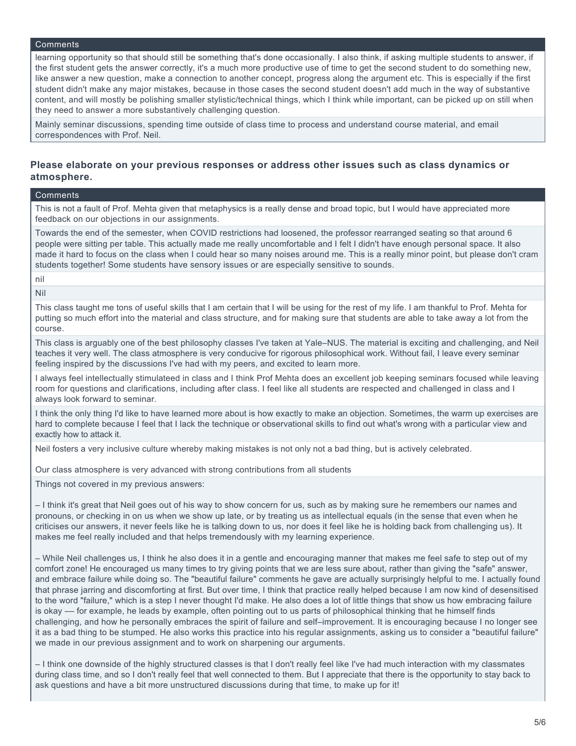| Comments |
| --- |
| learning opportunity so that should still be something that's done occasionally. I also think, if asking multiple students to answer, if the first student gets the answer correctly, it's a much more productive use of time to get the second student to do something new, like answer a new question, make a connection to another concept, progress along the argument etc. This is especially if the first student didn't make any major mistakes, because in those cases the second student doesn't add much in the way of substantive content, and will mostly be polishing smaller stylistic/technical things, which I think while important, can be picked up on still when they need to answer a more substantively challenging question. |
| Mainly seminar discussions, spending time outside of class time to process and understand course material, and email correspondences with Prof. Neil. |

### Please elaborate on your previous responses or address other issues such as class dynamics or atmosphere.

| Comments |
| --- |
| This is not a fault of Prof. Mehta given that metaphysics is a really dense and broad topic, but I would have appreciated more feedback on our objections in our assignments. |
| Towards the end of the semester, when COVID restrictions had loosened, the professor rearranged seating so that around 6 people were sitting per table. This actually made me really uncomfortable and I felt I didn't have enough personal space. It also made it hard to focus on the class when I could hear so many noises around me. This is a really minor point, but please don't cram students together! Some students have sensory issues or are especially sensitive to sounds. |
| nil |
| Nil |
| This class taught me tons of useful skills that I am certain that I will be using for the rest of my life. I am thankful to Prof. Mehta for putting so much effort into the material and class structure, and for making sure that students are able to take away a lot from the course. |
| This class is arguably one of the best philosophy classes I've taken at Yale–NUS. The material is exciting and challenging, and Neil teaches it very well. The class atmosphere is very conducive for rigorous philosophical work. Without fail, I leave every seminar feeling inspired by the discussions I've had with my peers, and excited to learn more. |
| I always feel intellectually stimulateed in class and I think Prof Mehta does an excellent job keeping seminars focused while leaving room for questions and clarifications, including after class. I feel like all students are respected and challenged in class and I always look forward to seminar. |
| I think the only thing I'd like to have learned more about is how exactly to make an objection. Sometimes, the warm up exercises are hard to complete because I feel that I lack the technique or observational skills to find out what's wrong with a particular view and exactly how to attack it. |
| Neil fosters a very inclusive culture whereby making mistakes is not only not a bad thing, but is actively celebrated.<br><br>Our class atmosphere is very advanced with strong contributions from all students |
| Things not covered in my previous answers:<br><br>– I think it's great that Neil goes out of his way to show concern for us, such as by making sure he remembers our names and pronouns, or checking in on us when we show up late, or by treating us as intellectual equals (in the sense that even when he criticises our answers, it never feels like he is talking down to us, nor does it feel like he is holding back from challenging us). It makes me feel really included and that helps tremendously with my learning experience.<br><br>– While Neil challenges us, I think he also does it in a gentle and encouraging manner that makes me feel safe to step out of my comfort zone! He encouraged us many times to try giving points that we are less sure about, rather than giving the "safe" answer, and embrace failure while doing so. The "beautiful failure" comments he gave are actually surprisingly helpful to me. I actually found that phrase jarring and discomforting at first. But over time, I think that practice really helped because I am now kind of desensitised to the word "failure," which is a step I never thought I'd make. He also does a lot of little things that show us how embracing failure is okay — for example, he leads by example, often pointing out to us parts of philosophical thinking that he himself finds challenging, and how he personally embraces the spirit of failure and self–improvement. It is encouraging because I no longer see it as a bad thing to be stumped. He also works this practice into his regular assignments, asking us to consider a "beautiful failure" we made in our previous assignment and to work on sharpening our arguments.<br><br>– I think one downside of the highly structured classes is that I don't really feel like I've had much interaction with my classmates during class time, and so I don't really feel that well connected to them. But I appreciate that there is the opportunity to stay back to ask questions and have a bit more unstructured discussions during that time, to make up for it! |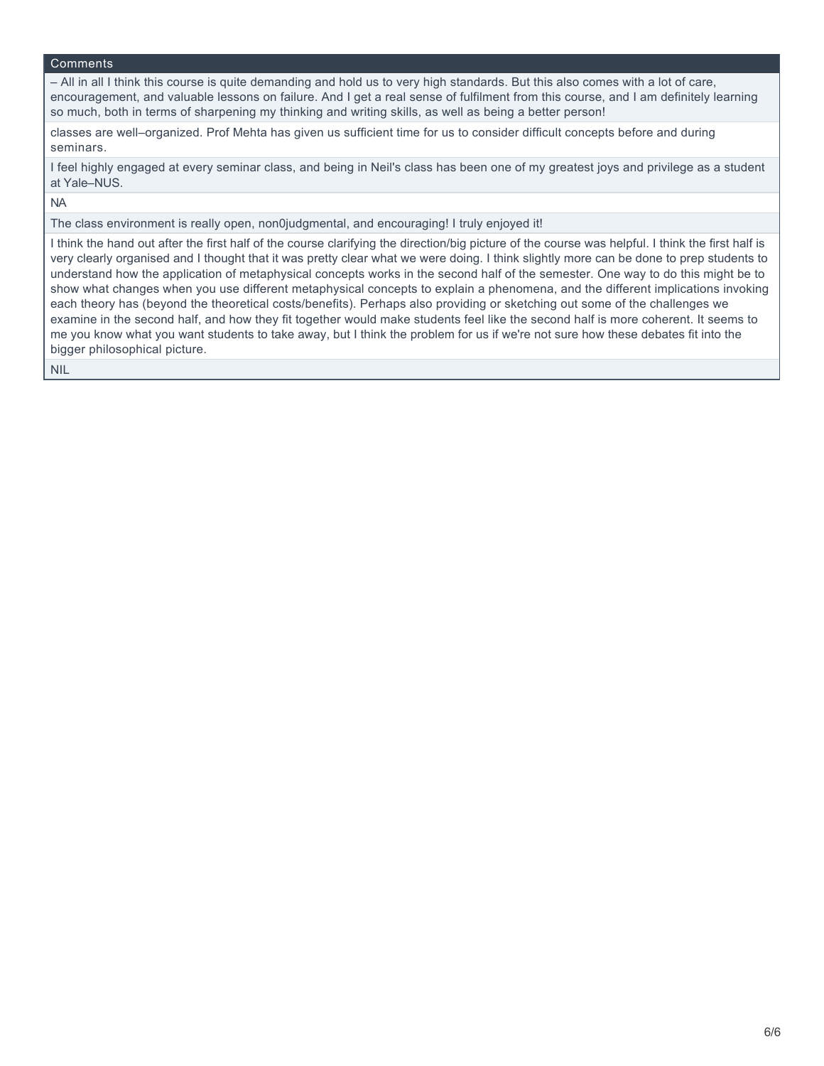| Comments |
|---|
| – All in all I think this course is quite demanding and hold us to very high standards. But this also comes with a lot of care, encouragement, and valuable lessons on failure. And I get a real sense of fulfilment from this course, and I am definitely learning so much, both in terms of sharpening my thinking and writing skills, as well as being a better person! |
| classes are well–organized. Prof Mehta has given us sufficient time for us to consider difficult concepts before and during seminars. |
| I feel highly engaged at every seminar class, and being in Neil's class has been one of my greatest joys and privilege as a student at Yale–NUS. |
| NA |
| The class environment is really open, non0judgmental, and encouraging! I truly enjoyed it! |
| I think the hand out after the first half of the course clarifying the direction/big picture of the course was helpful. I think the first half is very clearly organised and I thought that it was pretty clear what we were doing. I think slightly more can be done to prep students to understand how the application of metaphysical concepts works in the second half of the semester. One way to do this might be to show what changes when you use different metaphysical concepts to explain a phenomena, and the different implications invoking each theory has (beyond the theoretical costs/benefits). Perhaps also providing or sketching out some of the challenges we examine in the second half, and how they fit together would make students feel like the second half is more coherent. It seems to me you know what you want students to take away, but I think the problem for us if we're not sure how these debates fit into the bigger philosophical picture. |
| NIL |